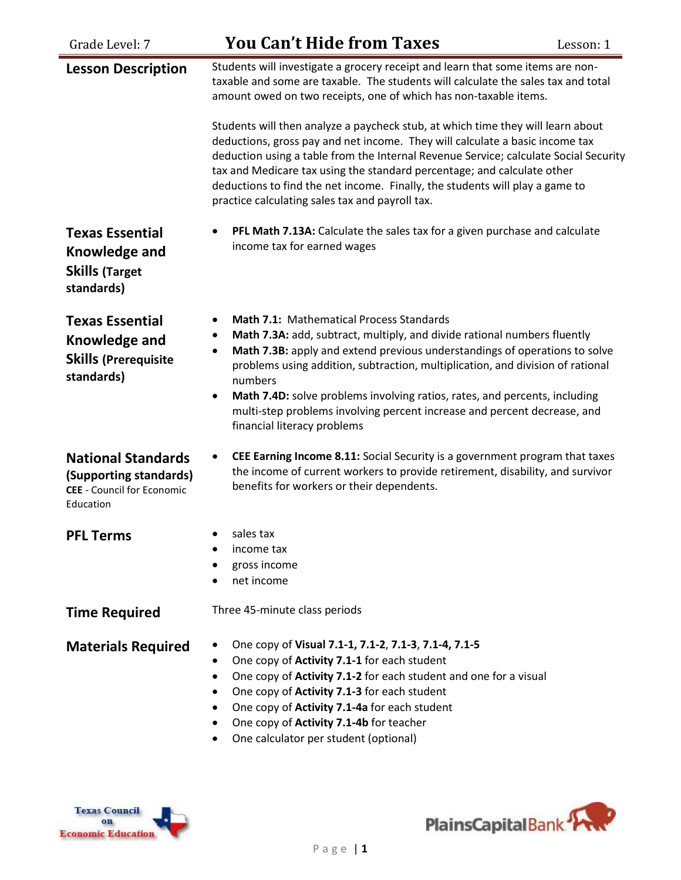Grade Level: 7

# You Can't Hide from Taxes

Lesson: 1

## Lesson Description

Students will investigate a grocery receipt and learn that some items are non-taxable and some are taxable. The students will calculate the sales tax and total amount owed on two receipts, one of which has non-taxable items.

Students will then analyze a paycheck stub, at which time they will learn about deductions, gross pay and net income. They will calculate a basic income tax deduction using a table from the Internal Revenue Service; calculate Social Security tax and Medicare tax using the standard percentage; and calculate other deductions to find the net income. Finally, the students will play a game to practice calculating sales tax and payroll tax.

## Texas Essential Knowledge and Skills (Target standards)

- **PFL Math 7.13A:** Calculate the sales tax for a given purchase and calculate income tax for earned wages

## Texas Essential Knowledge and Skills (Prerequisite standards)

- **Math 7.1:** Mathematical Process Standards
- **Math 7.3A:** add, subtract, multiply, and divide rational numbers fluently
- **Math 7.3B:** apply and extend previous understandings of operations to solve problems using addition, subtraction, multiplication, and division of rational numbers
- **Math 7.4D:** solve problems involving ratios, rates, and percents, including multi-step problems involving percent increase and percent decrease, and financial literacy problems

## National Standards (Supporting standards)

**CEE** - Council for Economic Education

- **CEE Earning Income 8.11:** Social Security is a government program that taxes the income of current workers to provide retirement, disability, and survivor benefits for workers or their dependents.

## PFL Terms

- sales tax
- income tax
- gross income
- net income

## Time Required

Three 45-minute class periods

## Materials Required

- One copy of **Visual 7.1-1, 7.1-2**, **7.1-3**, **7.1-4, 7.1-5**
- One copy of **Activity 7.1-1** for each student
- One copy of **Activity 7.1-2** for each student and one for a visual
- One copy of **Activity 7.1-3** for each student
- One copy of **Activity 7.1-4a** for each student
- One copy of **Activity 7.1-4b** for teacher
- One calculator per student (optional)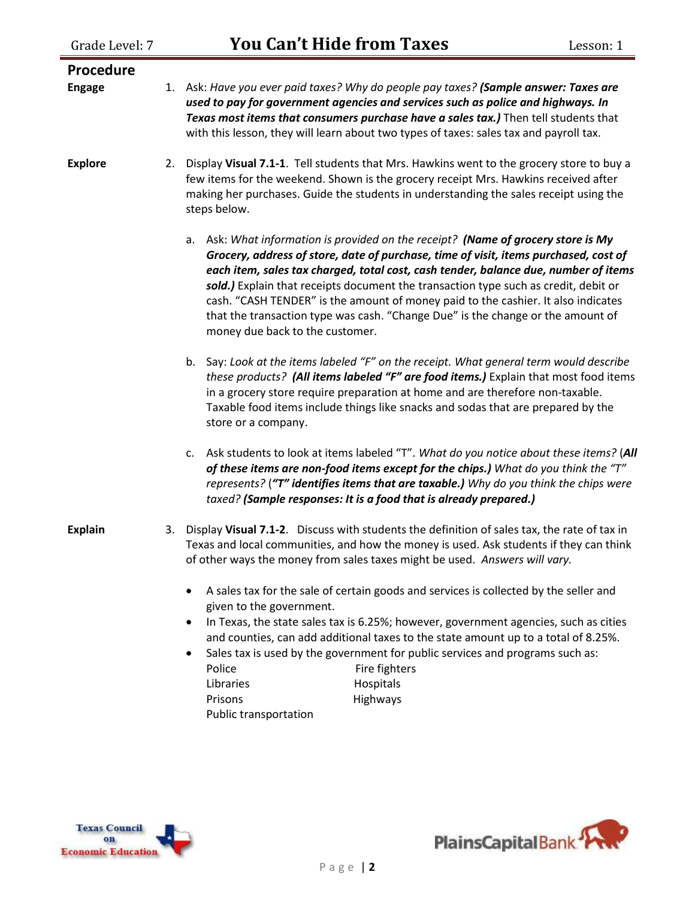## Procedure

**Engage**

1. Ask: *Have you ever paid taxes? Why do people pay taxes?* ***(Sample answer: Taxes are used to pay for government agencies and services such as police and highways. In Texas most items that consumers purchase have a sales tax.)*** Then tell students that with this lesson, they will learn about two types of taxes: sales tax and payroll tax.

**Explore**

2. Display **Visual 7.1-1**. Tell students that Mrs. Hawkins went to the grocery store to buy a few items for the weekend. Shown is the grocery receipt Mrs. Hawkins received after making her purchases. Guide the students in understanding the sales receipt using the steps below.

   a. Ask: *What information is provided on the receipt?* ***(Name of grocery store is My Grocery, address of store, date of purchase, time of visit, items purchased, cost of each item, sales tax charged, total cost, cash tender, balance due, number of items sold.)*** Explain that receipts document the transaction type such as credit, debit or cash. "CASH TENDER" is the amount of money paid to the cashier. It also indicates that the transaction type was cash. "Change Due" is the change or the amount of money due back to the customer.

   b. Say: *Look at the items labeled "F" on the receipt. What general term would describe these products?* ***(All items labeled "F" are food items.)*** Explain that most food items in a grocery store require preparation at home and are therefore non-taxable. Taxable food items include things like snacks and sodas that are prepared by the store or a company.

   c. Ask students to look at items labeled "T". *What do you notice about these items?* (***All of these items are non-food items except for the chips.)*** *What do you think the "T" represents?* (***"T" identifies items that are taxable.)*** *Why do you think the chips were taxed?* ***(Sample responses: It is a food that is already prepared.)***

**Explain**

3. Display **Visual 7.1-2**. Discuss with students the definition of sales tax, the rate of tax in Texas and local communities, and how the money is used. Ask students if they can think of other ways the money from sales taxes might be used. *Answers will vary.*

   - A sales tax for the sale of certain goods and services is collected by the seller and given to the government.
   - In Texas, the state sales tax is 6.25%; however, government agencies, such as cities and counties, can add additional taxes to the state amount up to a total of 8.25%.
   - Sales tax is used by the government for public services and programs such as:
     - Police
     - Fire fighters
     - Libraries
     - Hospitals
     - Prisons
     - Highways
     - Public transportation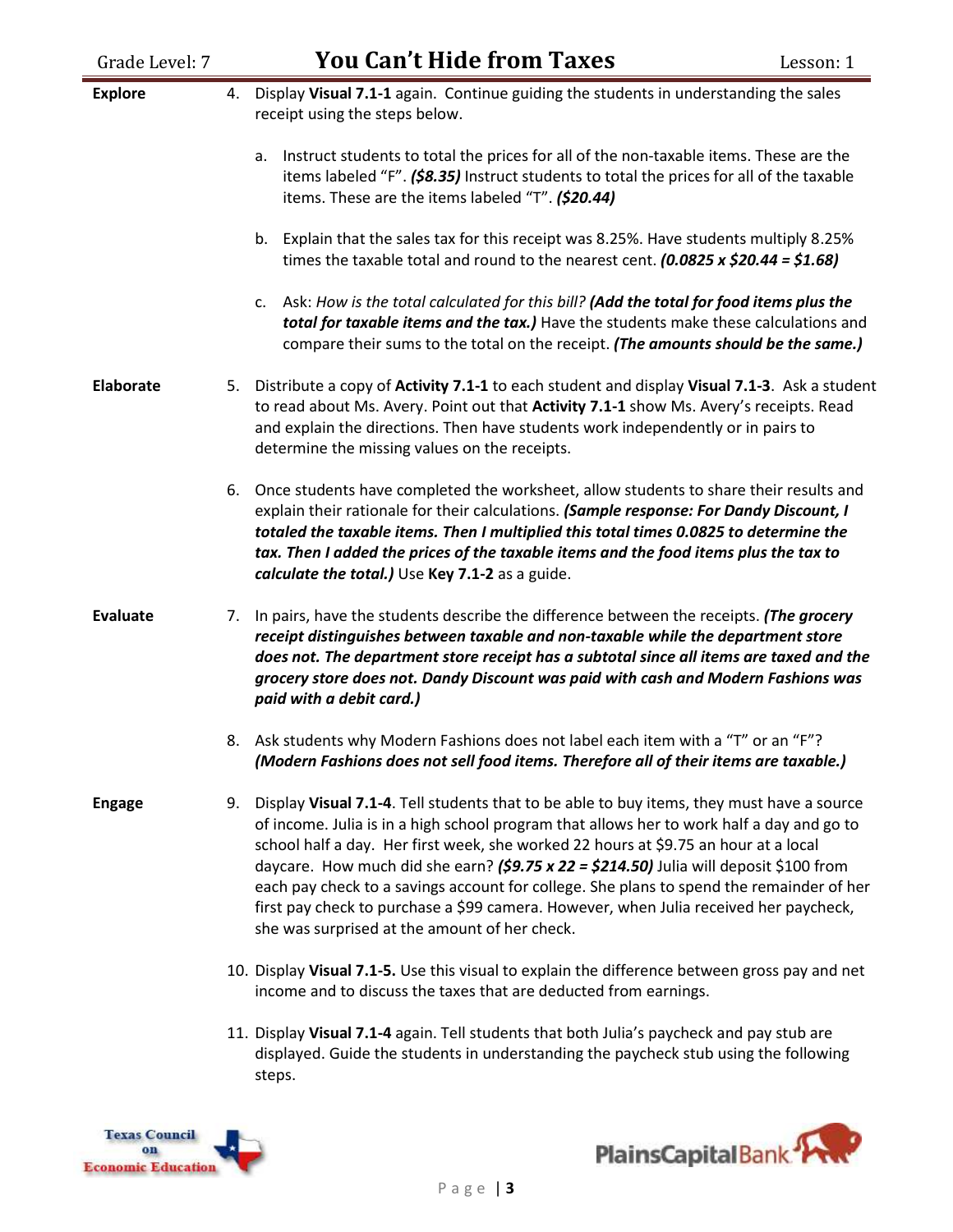**Explore**

4. Display **Visual 7.1-1** again. Continue guiding the students in understanding the sales receipt using the steps below.

   a. Instruct students to total the prices for all of the non-taxable items. These are the items labeled "F". ***($8.35)*** Instruct students to total the prices for all of the taxable items. These are the items labeled "T". ***($20.44)***

   b. Explain that the sales tax for this receipt was 8.25%. Have students multiply 8.25% times the taxable total and round to the nearest cent. ***(0.0825 x $20.44 = $1.68)***

   c. Ask: *How is the total calculated for this bill?* ***(Add the total for food items plus the total for taxable items and the tax.)*** Have the students make these calculations and compare their sums to the total on the receipt. ***(The amounts should be the same.)***

**Elaborate**

5. Distribute a copy of **Activity 7.1-1** to each student and display **Visual 7.1-3**. Ask a student to read about Ms. Avery. Point out that **Activity 7.1-1** show Ms. Avery's receipts. Read and explain the directions. Then have students work independently or in pairs to determine the missing values on the receipts.

6. Once students have completed the worksheet, allow students to share their results and explain their rationale for their calculations. ***(Sample response: For Dandy Discount, I totaled the taxable items. Then I multiplied this total times 0.0825 to determine the tax. Then I added the prices of the taxable items and the food items plus the tax to calculate the total.)*** Use **Key 7.1-2** as a guide.

**Evaluate**

7. In pairs, have the students describe the difference between the receipts. ***(The grocery receipt distinguishes between taxable and non-taxable while the department store does not. The department store receipt has a subtotal since all items are taxed and the grocery store does not. Dandy Discount was paid with cash and Modern Fashions was paid with a debit card.)***

8. Ask students why Modern Fashions does not label each item with a "T" or an "F"? ***(Modern Fashions does not sell food items. Therefore all of their items are taxable.)***

**Engage**

9. Display **Visual 7.1-4**. Tell students that to be able to buy items, they must have a source of income. Julia is in a high school program that allows her to work half a day and go to school half a day. Her first week, she worked 22 hours at $9.75 an hour at a local daycare. How much did she earn? ***($9.75 x 22 = $214.50)*** Julia will deposit $100 from each pay check to a savings account for college. She plans to spend the remainder of her first pay check to purchase a $99 camera. However, when Julia received her paycheck, she was surprised at the amount of her check.

10. Display **Visual 7.1-5.** Use this visual to explain the difference between gross pay and net income and to discuss the taxes that are deducted from earnings.

11. Display **Visual 7.1-4** again. Tell students that both Julia's paycheck and pay stub are displayed. Guide the students in understanding the paycheck stub using the following steps.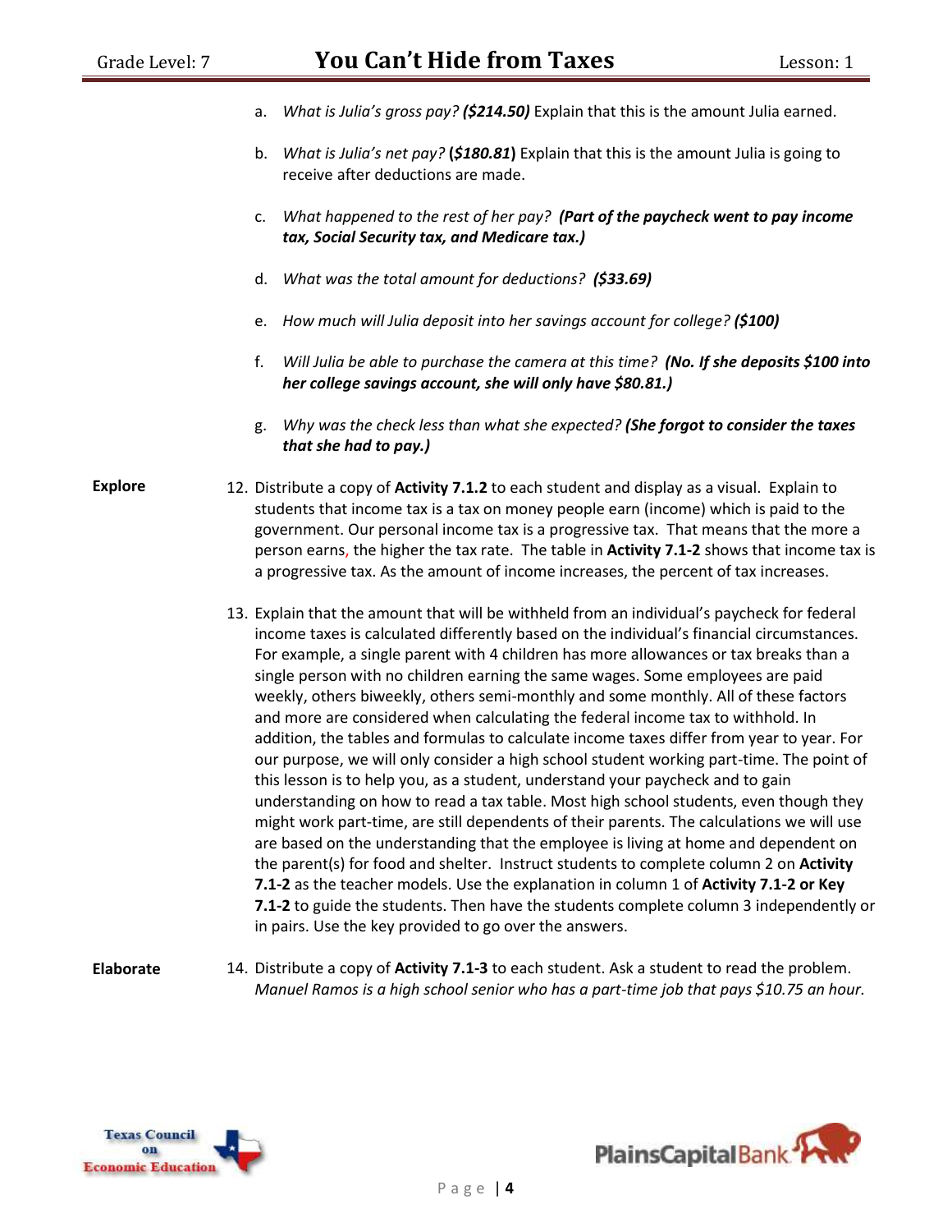a. *What is Julia's gross pay?* ***($214.50)*** Explain that this is the amount Julia earned.

b. *What is Julia's net pay?* **(*$180.81*)** Explain that this is the amount Julia is going to receive after deductions are made.

c. *What happened to the rest of her pay?* ***(Part of the paycheck went to pay income tax, Social Security tax, and Medicare tax.)***

d. *What was the total amount for deductions?* ***($33.69)***

e. *How much will Julia deposit into her savings account for college?* ***($100)***

f. *Will Julia be able to purchase the camera at this time?* ***(No. If she deposits $100 into her college savings account, she will only have $80.81.)***

g. *Why was the check less than what she expected?* ***(She forgot to consider the taxes that she had to pay.)***

**Explore**

12. Distribute a copy of **Activity 7.1.2** to each student and display as a visual. Explain to students that income tax is a tax on money people earn (income) which is paid to the government. Our personal income tax is a progressive tax. That means that the more a person earns, the higher the tax rate. The table in **Activity 7.1-2** shows that income tax is a progressive tax. As the amount of income increases, the percent of tax increases.

13. Explain that the amount that will be withheld from an individual's paycheck for federal income taxes is calculated differently based on the individual's financial circumstances. For example, a single parent with 4 children has more allowances or tax breaks than a single person with no children earning the same wages. Some employees are paid weekly, others biweekly, others semi-monthly and some monthly. All of these factors and more are considered when calculating the federal income tax to withhold. In addition, the tables and formulas to calculate income taxes differ from year to year. For our purpose, we will only consider a high school student working part-time. The point of this lesson is to help you, as a student, understand your paycheck and to gain understanding on how to read a tax table. Most high school students, even though they might work part-time, are still dependents of their parents. The calculations we will use are based on the understanding that the employee is living at home and dependent on the parent(s) for food and shelter. Instruct students to complete column 2 on **Activity 7.1-2** as the teacher models. Use the explanation in column 1 of **Activity 7.1-2 or Key 7.1-2** to guide the students. Then have the students complete column 3 independently or in pairs. Use the key provided to go over the answers.

**Elaborate**

14. Distribute a copy of **Activity 7.1-3** to each student. Ask a student to read the problem. *Manuel Ramos is a high school senior who has a part-time job that pays $10.75 an hour.*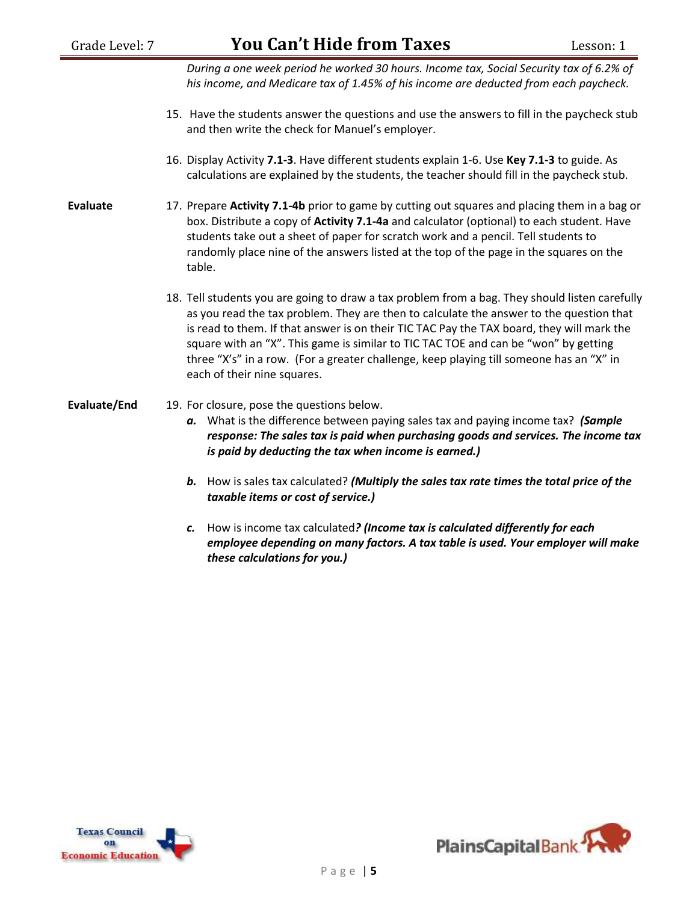*During a one week period he worked 30 hours. Income tax, Social Security tax of 6.2% of his income, and Medicare tax of 1.45% of his income are deducted from each paycheck.*

15. Have the students answer the questions and use the answers to fill in the paycheck stub and then write the check for Manuel's employer.

16. Display Activity **7.1-3**. Have different students explain 1-6. Use **Key 7.1-3** to guide. As calculations are explained by the students, the teacher should fill in the paycheck stub.

**Evaluate**

17. Prepare **Activity 7.1-4b** prior to game by cutting out squares and placing them in a bag or box. Distribute a copy of **Activity 7.1-4a** and calculator (optional) to each student. Have students take out a sheet of paper for scratch work and a pencil. Tell students to randomly place nine of the answers listed at the top of the page in the squares on the table.

18. Tell students you are going to draw a tax problem from a bag. They should listen carefully as you read the tax problem. They are then to calculate the answer to the question that is read to them. If that answer is on their TIC TAC Pay the TAX board, they will mark the square with an "X". This game is similar to TIC TAC TOE and can be "won" by getting three "X's" in a row. (For a greater challenge, keep playing till someone has an "X" in each of their nine squares.

**Evaluate/End**

19. For closure, pose the questions below.
    - ***a.*** What is the difference between paying sales tax and paying income tax? ***(Sample response: The sales tax is paid when purchasing goods and services. The income tax is paid by deducting the tax when income is earned.)***
    - ***b.*** How is sales tax calculated? ***(Multiply the sales tax rate times the total price of the taxable items or cost of service.)***
    - ***c.*** How is income tax calculated***? (Income tax is calculated differently for each employee depending on many factors. A tax table is used. Your employer will make these calculations for you.)***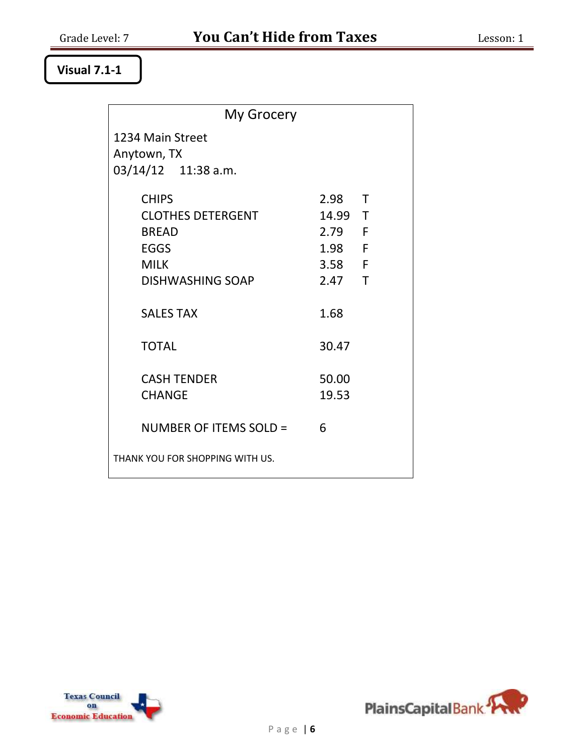**Visual 7.1-1**

My Grocery

1234 Main Street
Anytown, TX
03/14/12 11:38 a.m.

| | | |
|---|---|---|
| CHIPS | 2.98 | T |
| CLOTHES DETERGENT | 14.99 | T |
| BREAD | 2.79 | F |
| EGGS | 1.98 | F |
| MILK | 3.58 | F |
| DISHWASHING SOAP | 2.47 | T |
| | | |
| SALES TAX | 1.68 | |
| | | |
| TOTAL | 30.47 | |
| | | |
| CASH TENDER | 50.00 | |
| CHANGE | 19.53 | |
| | | |
| NUMBER OF ITEMS SOLD = | 6 | |

THANK YOU FOR SHOPPING WITH US.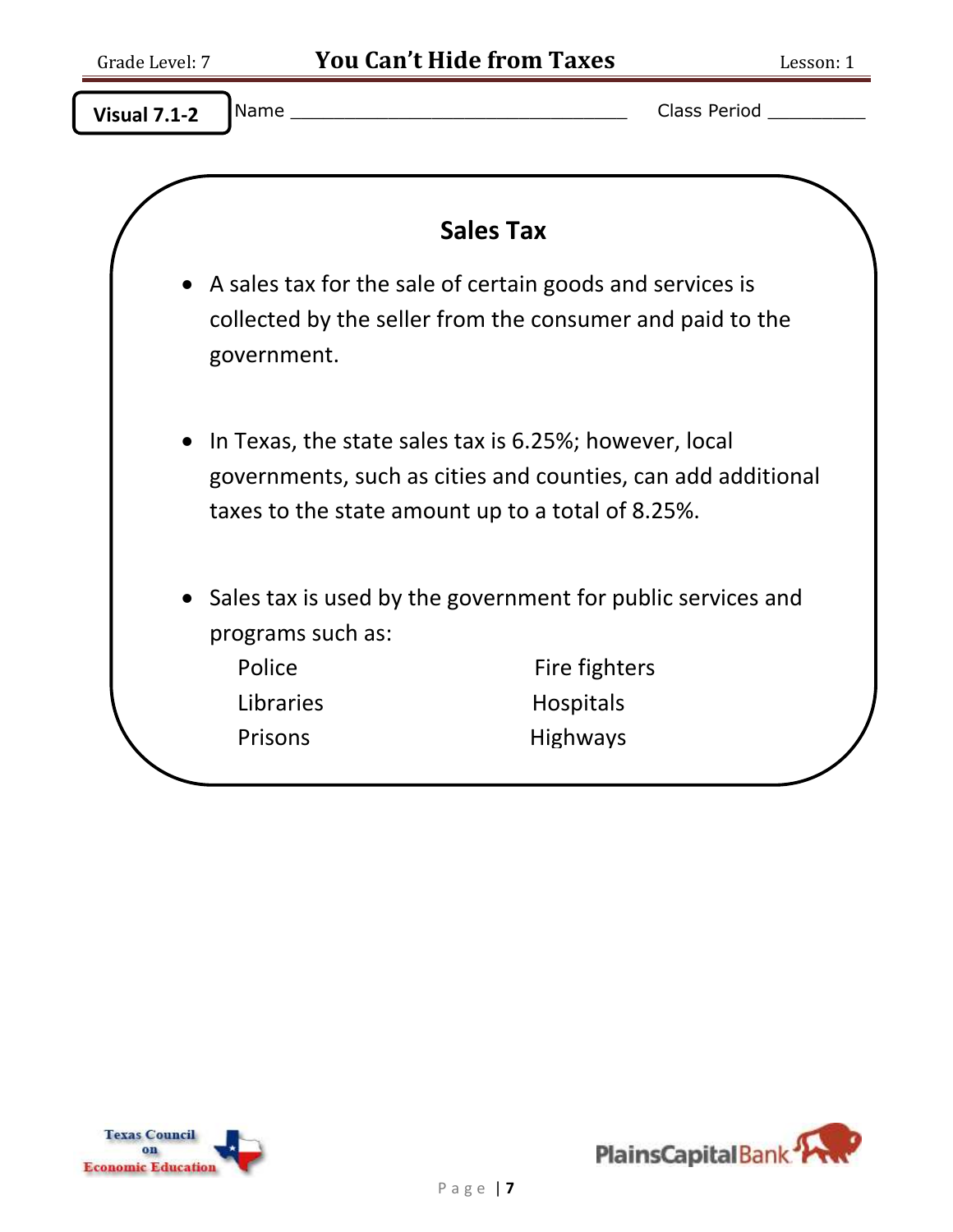**Visual 7.1-2** Name ______________________________ Class Period _________

## Sales Tax

- A sales tax for the sale of certain goods and services is collected by the seller from the consumer and paid to the government.

- In Texas, the state sales tax is 6.25%; however, local governments, such as cities and counties, can add additional taxes to the state amount up to a total of 8.25%.

- Sales tax is used by the government for public services and programs such as:

  Police — Fire fighters
  Libraries — Hospitals
  Prisons — Highways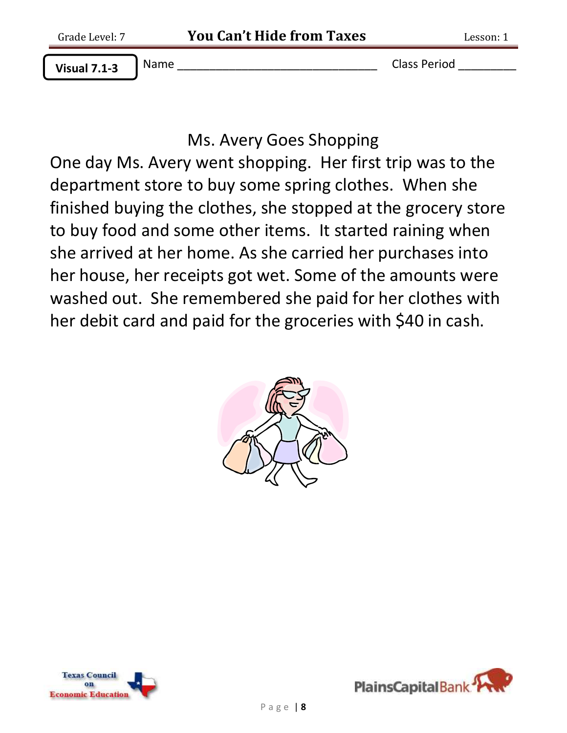**Visual 7.1-3** Name _______________________________ Class Period _________

## Ms. Avery Goes Shopping

One day Ms. Avery went shopping. Her first trip was to the department store to buy some spring clothes. When she finished buying the clothes, she stopped at the grocery store to buy food and some other items. It started raining when she arrived at her home. As she carried her purchases into her house, her receipts got wet. Some of the amounts were washed out. She remembered she paid for her clothes with her debit card and paid for the groceries with $40 in cash.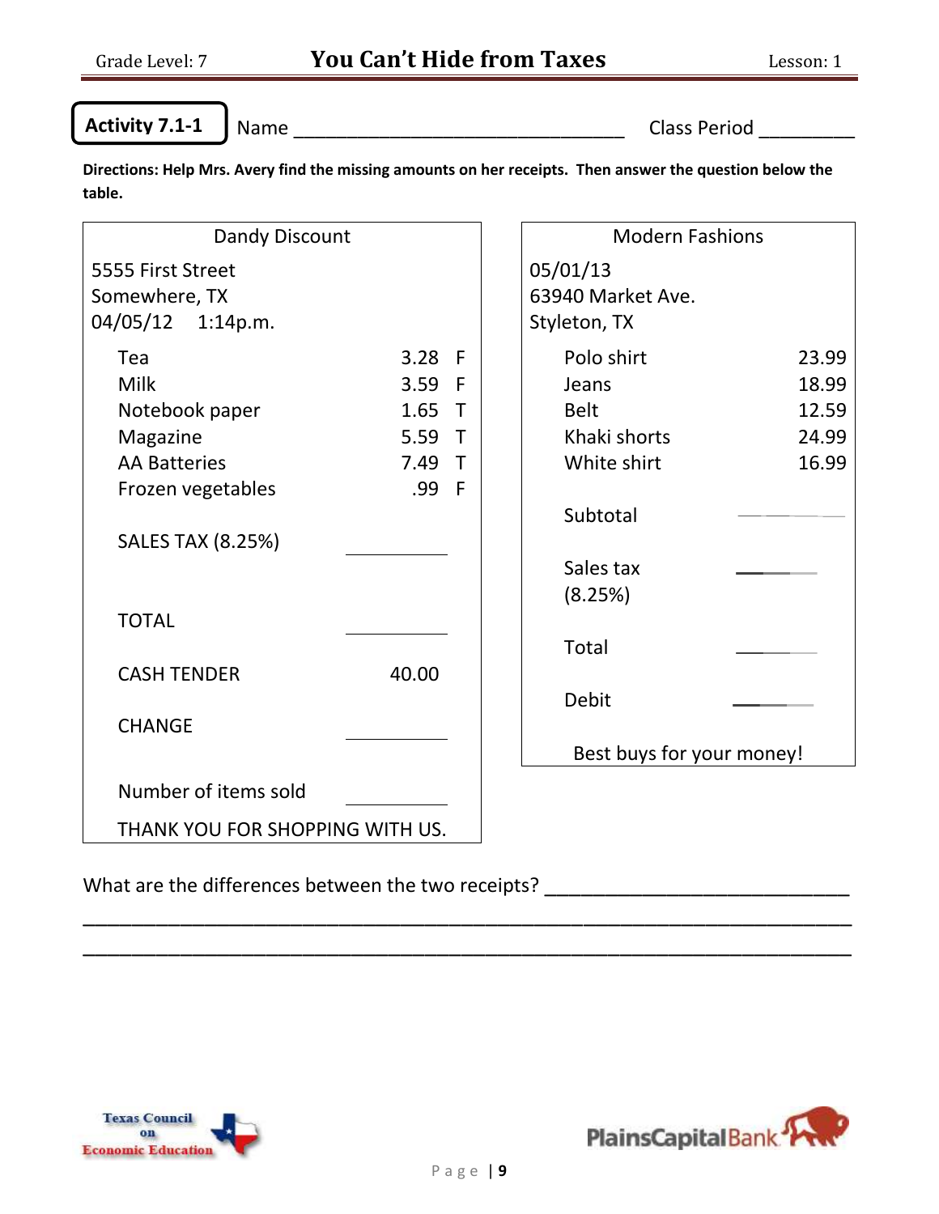**Activity 7.1-1** Name ______________________________ Class Period _________

**Directions: Help Mrs. Avery find the missing amounts on her receipts. Then answer the question below the table.**

| Dandy Discount | | |
|---|---|---|
| 5555 First Street | | |
| Somewhere, TX | | |
| 04/05/12 1:14p.m. | | |
| Tea | 3.28 | F |
| Milk | 3.59 | F |
| Notebook paper | 1.65 | T |
| Magazine | 5.59 | T |
| AA Batteries | 7.49 | T |
| Frozen vegetables | .99 | F |
| SALES TAX (8.25%) | ________ | |
| TOTAL | ________ | |
| CASH TENDER | 40.00 | |
| CHANGE | ________ | |
| Number of items sold | ________ | |
| THANK YOU FOR SHOPPING WITH US. | | |

| Modern Fashions | |
|---|---|
| 05/01/13 | |
| 63940 Market Ave. | |
| Styleton, TX | |
| Polo shirt | 23.99 |
| Jeans | 18.99 |
| Belt | 12.59 |
| Khaki shorts | 24.99 |
| White shirt | 16.99 |
| Subtotal | ________ |
| Sales tax (8.25%) | ________ |
| Total | ________ |
| Debit | ________ |
| Best buys for your money! | |

What are the differences between the two receipts? ____________________________

______________________________________________________________________________

______________________________________________________________________________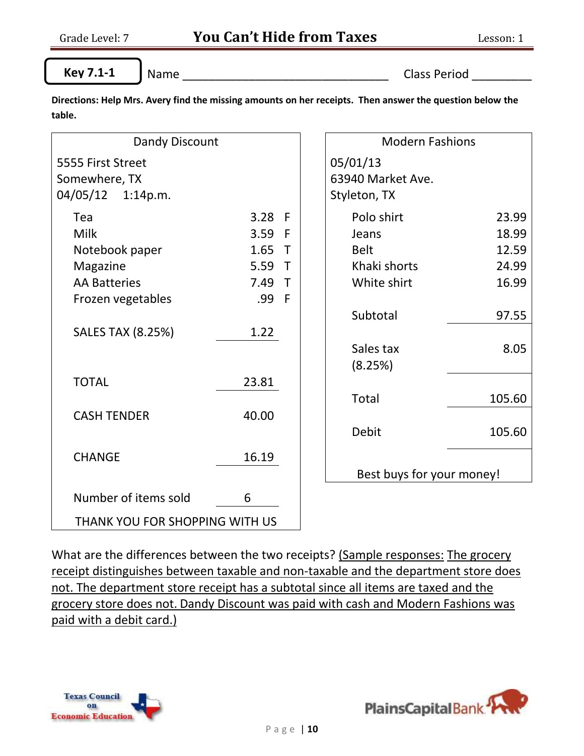**Key 7.1-1** Name ______________________________ Class Period _________

**Directions: Help Mrs. Avery find the missing amounts on her receipts. Then answer the question below the table.**

| Dandy Discount | | |
|---|---|---|
| 5555 First Street | | |
| Somewhere, TX | | |
| 04/05/12 1:14p.m. | | |
| Tea | 3.28 | F |
| Milk | 3.59 | F |
| Notebook paper | 1.65 | T |
| Magazine | 5.59 | T |
| AA Batteries | 7.49 | T |
| Frozen vegetables | .99 | F |
| SALES TAX (8.25%) | 1.22 | |
| TOTAL | 23.81 | |
| CASH TENDER | 40.00 | |
| CHANGE | 16.19 | |
| Number of items sold | 6 | |
| THANK YOU FOR SHOPPING WITH US | | |

| Modern Fashions | |
|---|---|
| 05/01/13 | |
| 63940 Market Ave. | |
| Styleton, TX | |
| Polo shirt | 23.99 |
| Jeans | 18.99 |
| Belt | 12.59 |
| Khaki shorts | 24.99 |
| White shirt | 16.99 |
| Subtotal | 97.55 |
| Sales tax (8.25%) | 8.05 |
| Total | 105.60 |
| Debit | 105.60 |
| Best buys for your money! | |

What are the differences between the two receipts? (Sample responses: The grocery receipt distinguishes between taxable and non-taxable and the department store does not. The department store receipt has a subtotal since all items are taxed and the grocery store does not. Dandy Discount was paid with cash and Modern Fashions was paid with a debit card.)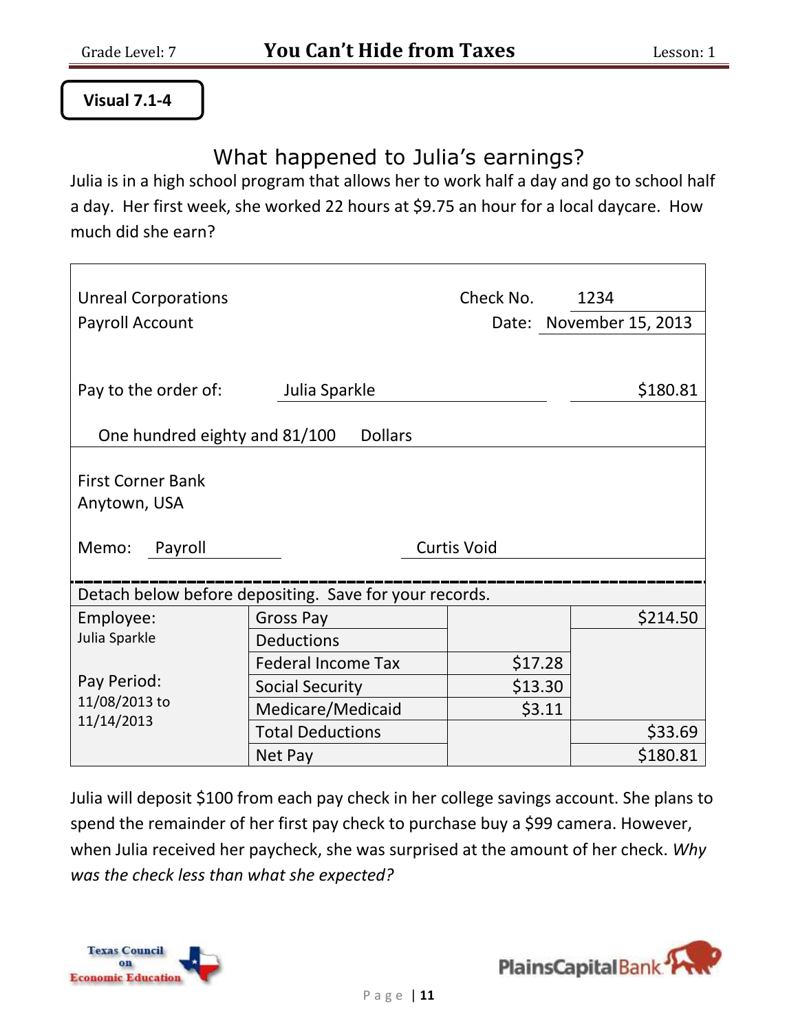**Visual 7.1-4**

## What happened to Julia's earnings?

Julia is in a high school program that allows her to work half a day and go to school half a day. Her first week, she worked 22 hours at $9.75 an hour for a local daycare. How much did she earn?

| | | | |
|---|---|---|---|
| Unreal Corporations | | Check No. | 1234 |
| Payroll Account | | Date: | November 15, 2013 |
| Pay to the order of: | Julia Sparkle | | $180.81 |
| One hundred eighty and 81/100 Dollars | | | |
| First Corner Bank<br>Anytown, USA | | | |
| Memo: Payroll | | Curtis Void | |

Detach below before depositing. Save for your records.

| Employee: Julia Sparkle | Gross Pay | | $214.50 |
|---|---|---|---|
| | Deductions | | |
| | Federal Income Tax | $17.28 | |
| Pay Period: 11/08/2013 to 11/14/2013 | Social Security | $13.30 | |
| | Medicare/Medicaid | $3.11 | |
| | Total Deductions | | $33.69 |
| | Net Pay | | $180.81 |

Julia will deposit $100 from each pay check in her college savings account. She plans to spend the remainder of her first pay check to purchase buy a $99 camera. However, when Julia received her paycheck, she was surprised at the amount of her check. *Why was the check less than what she expected?*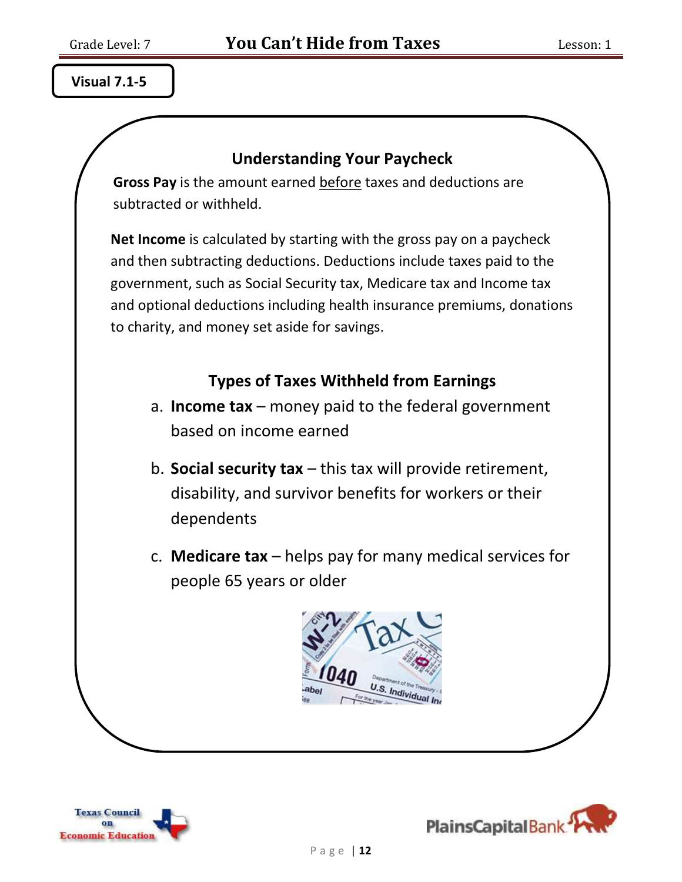**Visual 7.1-5**

## Understanding Your Paycheck

**Gross Pay** is the amount earned before taxes and deductions are subtracted or withheld.

**Net Income** is calculated by starting with the gross pay on a paycheck and then subtracting deductions. Deductions include taxes paid to the government, such as Social Security tax, Medicare tax and Income tax and optional deductions including health insurance premiums, donations to charity, and money set aside for savings.

## Types of Taxes Withheld from Earnings

a. **Income tax** – money paid to the federal government based on income earned

b. **Social security tax** – this tax will provide retirement, disability, and survivor benefits for workers or their dependents

c. **Medicare tax** – helps pay for many medical services for people 65 years or older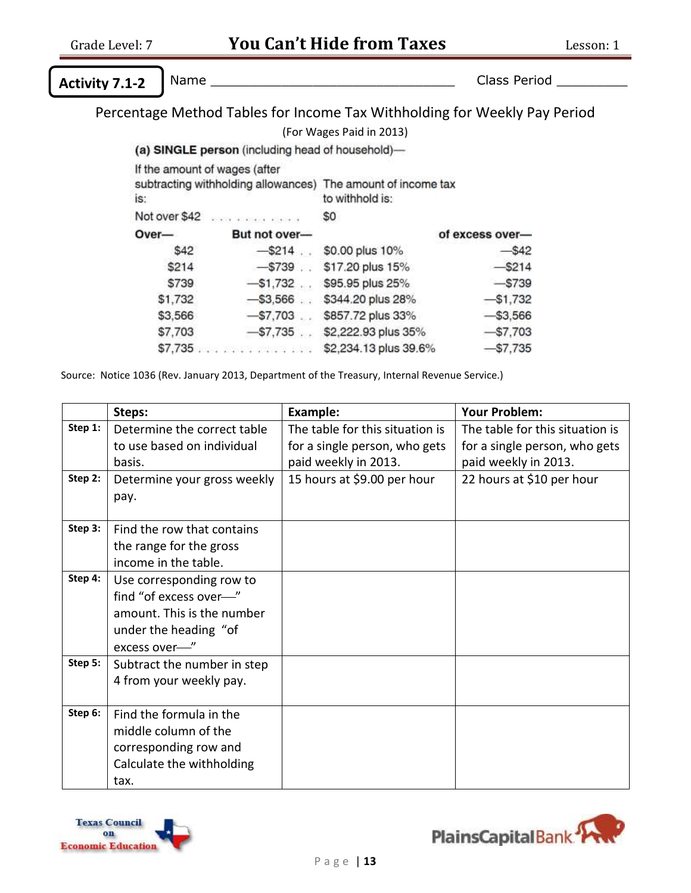**Activity 7.1-2** Name ________________________________ Class Period _________

## Percentage Method Tables for Income Tax Withholding for Weekly Pay Period

(For Wages Paid in 2013)

**(a) SINGLE person** (including head of household)—

| If the amount of wages (after subtracting withholding allowances) is: | | The amount of income tax to withhold is: | |
|---|---|---|---|
| Not over $42 | | $0 | |
| **Over—** | **But not over—** | | **of excess over—** |
| $42 | —$214 | $0.00 plus 10% | —$42 |
| $214 | —$739 | $17.20 plus 15% | —$214 |
| $739 | —$1,732 | $95.95 plus 25% | —$739 |
| $1,732 | —$3,566 | $344.20 plus 28% | —$1,732 |
| $3,566 | —$7,703 | $857.72 plus 33% | —$3,566 |
| $7,703 | —$7,735 | $2,222.93 plus 35% | —$7,703 |
| $7,735 | | $2,234.13 plus 39.6% | —$7,735 |

Source: Notice 1036 (Rev. January 2013, Department of the Treasury, Internal Revenue Service.)

| | Steps: | Example: | Your Problem: |
|---|---|---|---|
| Step 1: | Determine the correct table to use based on individual basis. | The table for this situation is for a single person, who gets paid weekly in 2013. | The table for this situation is for a single person, who gets paid weekly in 2013. |
| Step 2: | Determine your gross weekly pay. | 15 hours at $9.00 per hour | 22 hours at $10 per hour |
| Step 3: | Find the row that contains the range for the gross income in the table. | | |
| Step 4: | Use corresponding row to find "of excess over—" amount. This is the number under the heading "of excess over—" | | |
| Step 5: | Subtract the number in step 4 from your weekly pay. | | |
| Step 6: | Find the formula in the middle column of the corresponding row and Calculate the withholding tax. | | |

Texas Council on Economic Education

PlainsCapital Bank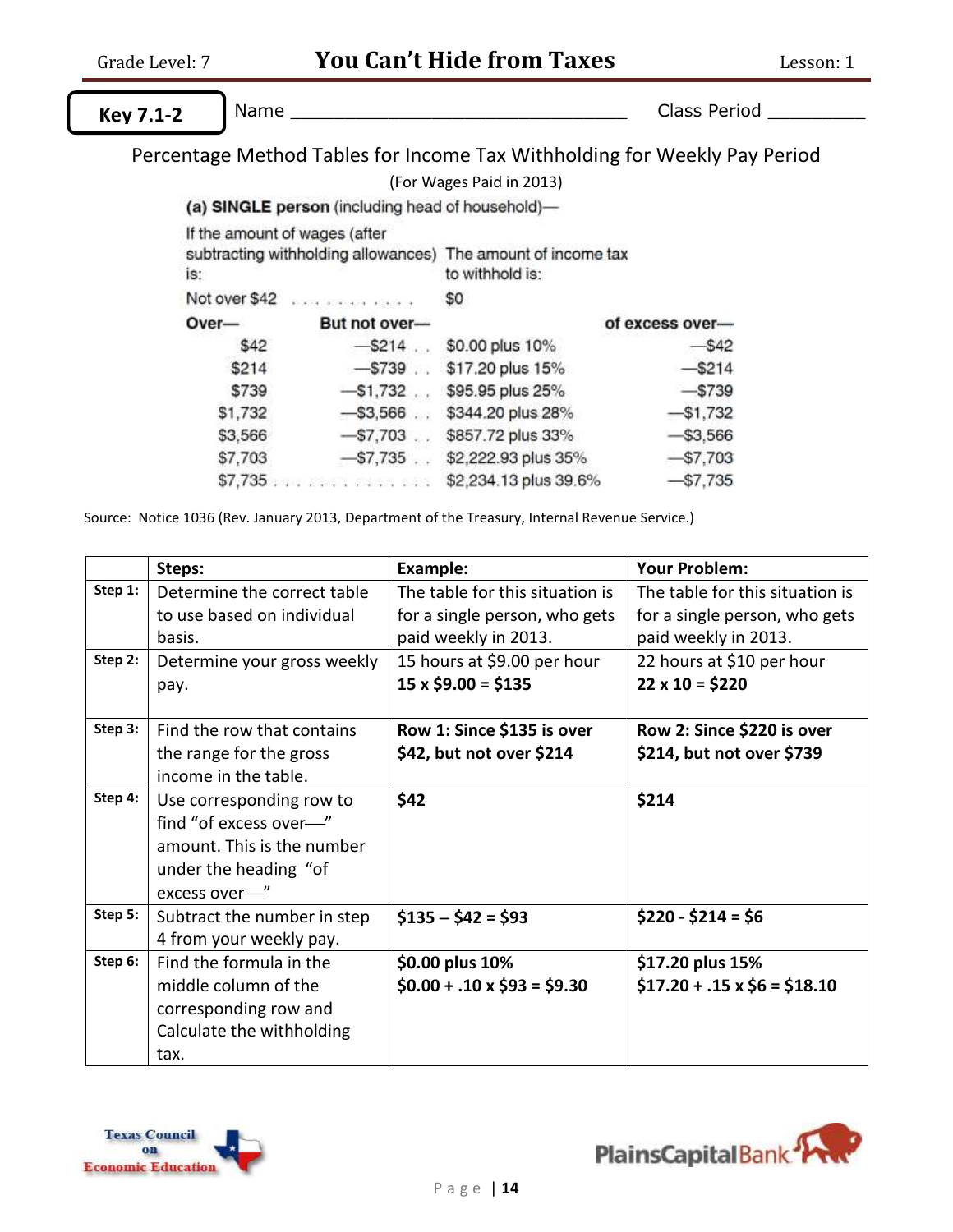**Key 7.1-2** Name ______________________________ Class Period _________

## Percentage Method Tables for Income Tax Withholding for Weekly Pay Period

(For Wages Paid in 2013)

**(a) SINGLE person** (including head of household)—

| If the amount of wages (after subtracting withholding allowances) is: | | The amount of income tax to withhold is: | |
|---|---|---|---|
| Not over $42 | | $0 | |
| **Over—** | **But not over—** | | **of excess over—** |
| $42 | —$214 | $0.00 plus 10% | —$42 |
| $214 | —$739 | $17.20 plus 15% | —$214 |
| $739 | —$1,732 | $95.95 plus 25% | —$739 |
| $1,732 | —$3,566 | $344.20 plus 28% | —$1,732 |
| $3,566 | —$7,703 | $857.72 plus 33% | —$3,566 |
| $7,703 | —$7,735 | $2,222.93 plus 35% | —$7,703 |
| $7,735 | | $2,234.13 plus 39.6% | —$7,735 |

Source: Notice 1036 (Rev. January 2013, Department of the Treasury, Internal Revenue Service.)

| | Steps: | Example: | Your Problem: |
|---|---|---|---|
| Step 1: | Determine the correct table to use based on individual basis. | The table for this situation is for a single person, who gets paid weekly in 2013. | The table for this situation is for a single person, who gets paid weekly in 2013. |
| Step 2: | Determine your gross weekly pay. | 15 hours at $9.00 per hour **15 x $9.00 = $135** | 22 hours at $10 per hour **22 x 10 = $220** |
| Step 3: | Find the row that contains the range for the gross income in the table. | **Row 1: Since $135 is over $42, but not over $214** | **Row 2: Since $220 is over $214, but not over $739** |
| Step 4: | Use corresponding row to find "of excess over—" amount. This is the number under the heading "of excess over—" | **$42** | **$214** |
| Step 5: | Subtract the number in step 4 from your weekly pay. | **$135 – $42 = $93** | **$220 - $214 = $6** |
| Step 6: | Find the formula in the middle column of the corresponding row and Calculate the withholding tax. | **$0.00 plus 10%** **$0.00 + .10 x $93 = $9.30** | **$17.20 plus 15%** **$17.20 + .15 x $6 = $18.10** |

Texas Council on Economic Education

PlainsCapital Bank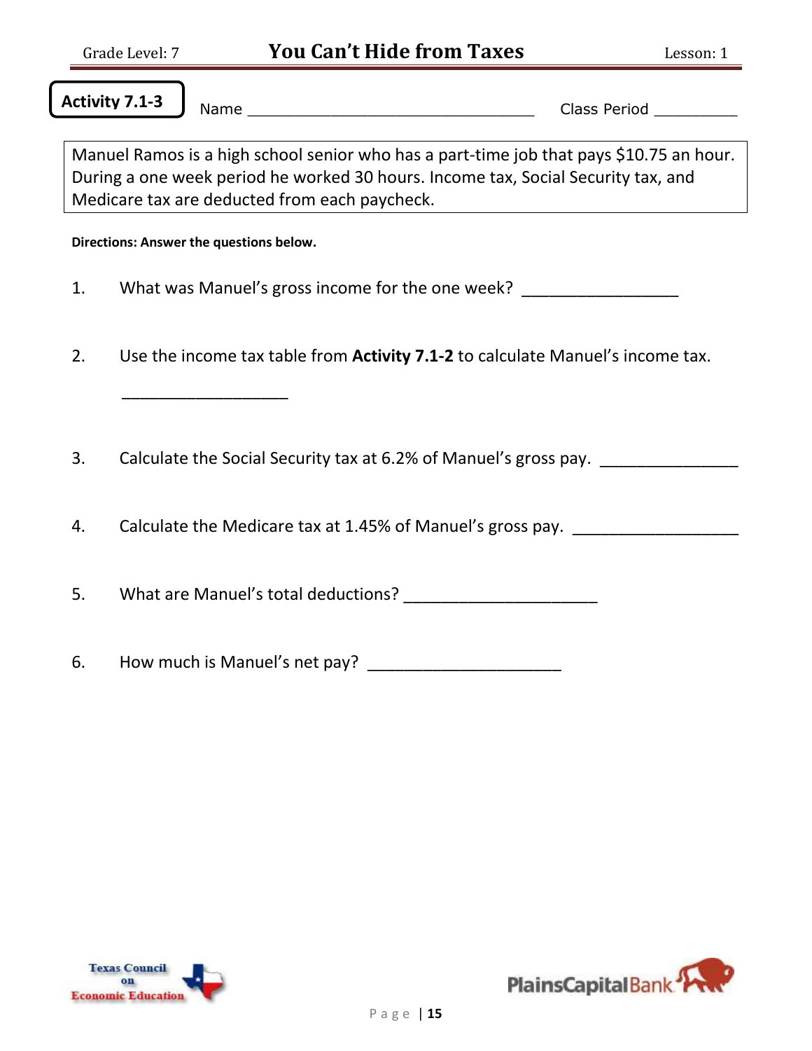**Activity 7.1-3** Name ________________________________ Class Period _________

Manuel Ramos is a high school senior who has a part-time job that pays $10.75 an hour. During a one week period he worked 30 hours. Income tax, Social Security tax, and Medicare tax are deducted from each paycheck.

**Directions: Answer the questions below.**

1. What was Manuel's gross income for the one week? _________________

2. Use the income tax table from **Activity 7.1-2** to calculate Manuel's income tax.

   __________________

3. Calculate the Social Security tax at 6.2% of Manuel's gross pay. _______________

4. Calculate the Medicare tax at 1.45% of Manuel's gross pay. __________________

5. What are Manuel's total deductions? _____________________

6. How much is Manuel's net pay? _____________________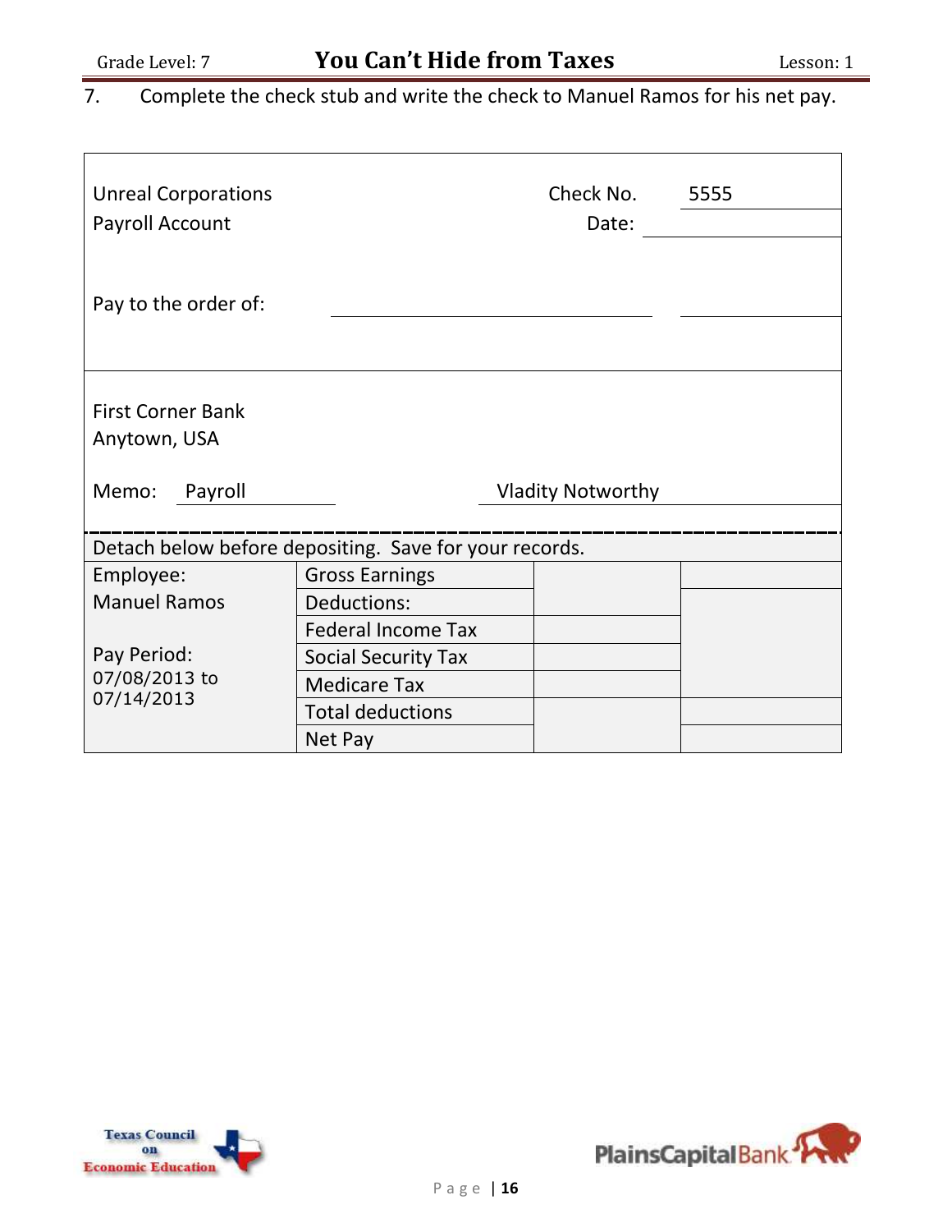7. Complete the check stub and write the check to Manuel Ramos for his net pay.

Unreal Corporations
Payroll Account

Check No. 5555
Date: \_\_\_\_\_\_\_\_\_\_

Pay to the order of: \_\_\_\_\_\_\_\_\_\_\_\_\_\_\_\_\_\_\_\_ \_\_\_\_\_\_\_\_\_\_

First Corner Bank
Anytown, USA

Memo: Payroll

Vladity Notworthy

Detach below before depositing. Save for your records.

| Employee: Manuel Ramos | Gross Earnings | | |
|---|---|---|---|
| | Deductions: | | |
| | Federal Income Tax | | |
| Pay Period: 07/08/2013 to 07/14/2013 | Social Security Tax | | |
| | Medicare Tax | | |
| | Total deductions | | |
| | Net Pay | | |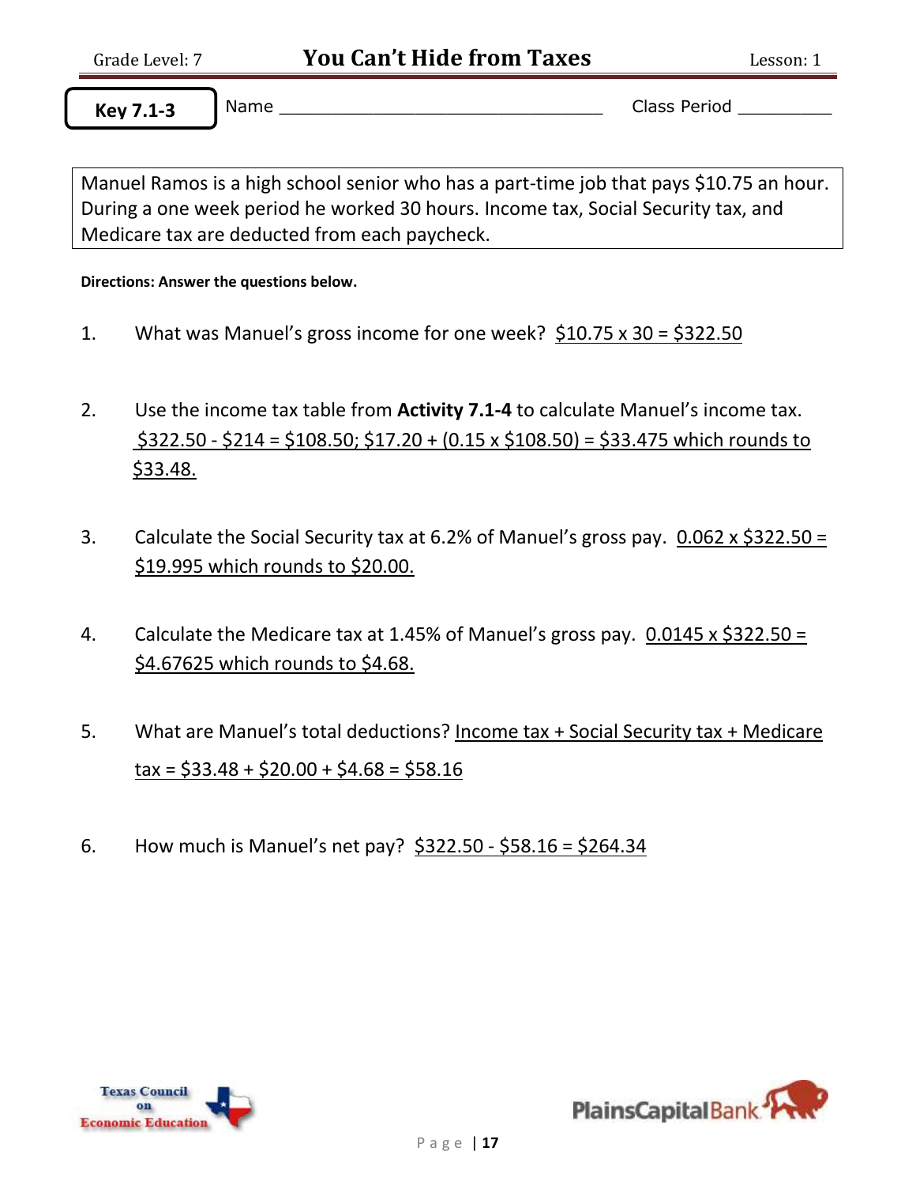Grade Level: 7

# You Can't Hide from Taxes

Lesson: 1

**Key 7.1-3**

Name _______________________________ Class Period _________

Manuel Ramos is a high school senior who has a part-time job that pays $10.75 an hour. During a one week period he worked 30 hours. Income tax, Social Security tax, and Medicare tax are deducted from each paycheck.

**Directions: Answer the questions below.**

1. What was Manuel's gross income for one week? $10.75 x 30 = $322.50

2. Use the income tax table from **Activity 7.1-4** to calculate Manuel's income tax. $322.50 - $214 = $108.50; $17.20 + (0.15 x $108.50) = $33.475 which rounds to $33.48.

3. Calculate the Social Security tax at 6.2% of Manuel's gross pay. 0.062 x $322.50 = $19.995 which rounds to $20.00.

4. Calculate the Medicare tax at 1.45% of Manuel's gross pay. 0.0145 x $322.50 = $4.67625 which rounds to $4.68.

5. What are Manuel's total deductions? Income tax + Social Security tax + Medicare tax = $33.48 + $20.00 + $4.68 = $58.16

6. How much is Manuel's net pay? $322.50 - $58.16 = $264.34

Texas Council on Economic Education

PlainsCapital Bank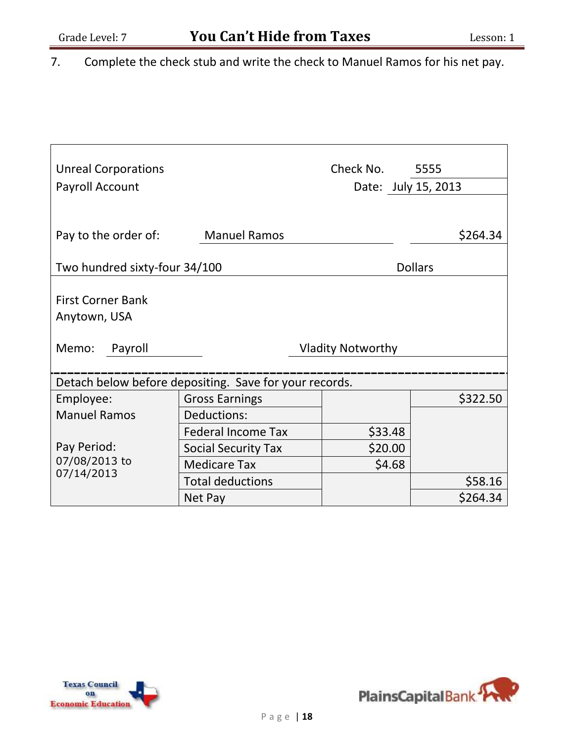7. Complete the check stub and write the check to Manuel Ramos for his net pay.

Unreal Corporations
Payroll Account

Check No. 5555
Date: July 15, 2013

Pay to the order of: Manuel Ramos $264.34

Two hundred sixty-four 34/100 Dollars

First Corner Bank
Anytown, USA

Memo: Payroll Vladity Notworthy

Detach below before depositing. Save for your records.

| Employee: | Gross Earnings | | $322.50 |
|---|---|---|---|
| Manuel Ramos | Deductions: | | |
| | Federal Income Tax | $33.48 | |
| Pay Period: | Social Security Tax | $20.00 | |
| 07/08/2013 to 07/14/2013 | Medicare Tax | $4.68 | |
| | Total deductions | | $58.16 |
| | Net Pay | | $264.34 |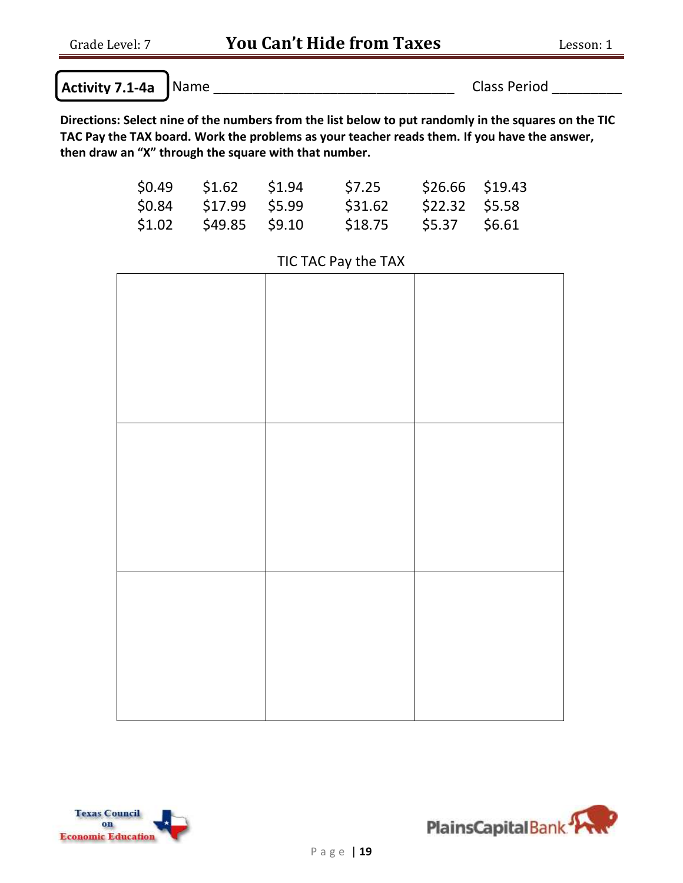**Activity 7.1-4a** Name ______________________________ Class Period _________

**Directions: Select nine of the numbers from the list below to put randomly in the squares on the TIC TAC Pay the TAX board. Work the problems as your teacher reads them. If you have the answer, then draw an "X" through the square with that number.**

| | | | | | |
|---|---|---|---|---|---|
| $0.49 | $1.62 | $1.94 | $7.25 | $26.66 | $19.43 |
| $0.84 | $17.99 | $5.99 | $31.62 | $22.32 | $5.58 |
| $1.02 | $49.85 | $9.10 | $18.75 | $5.37 | $6.61 |

TIC TAC Pay the TAX

| | | |
|---|---|---|
| | | |
| | | |
| | | |

Texas Council on Economic Education

PlainsCapital Bank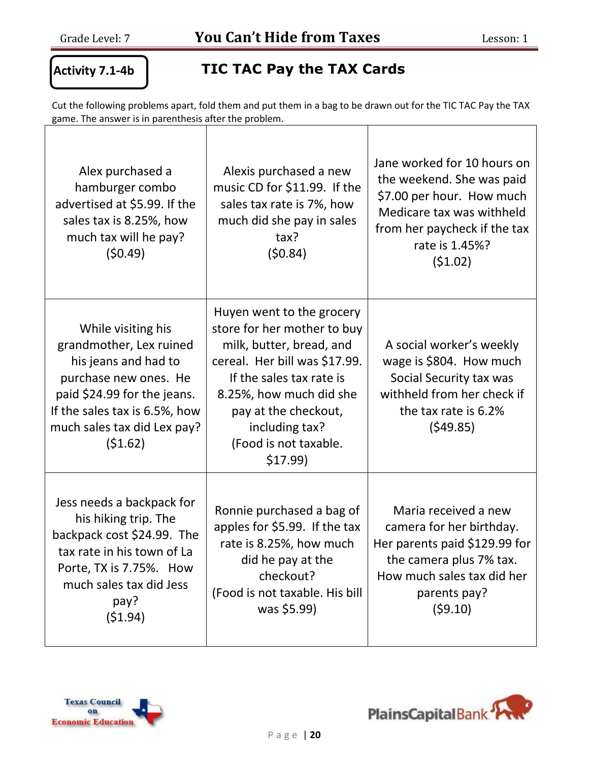## Activity 7.1-4b

## TIC TAC Pay the TAX Cards

Cut the following problems apart, fold them and put them in a bag to be drawn out for the TIC TAC Pay the TAX game. The answer is in parenthesis after the problem.

| | | |
|---|---|---|
| Alex purchased a hamburger combo advertised at $5.99. If the sales tax is 8.25%, how much tax will he pay? ($0.49) | Alexis purchased a new music CD for $11.99. If the sales tax rate is 7%, how much did she pay in sales tax? ($0.84) | Jane worked for 10 hours on the weekend. She was paid $7.00 per hour. How much Medicare tax was withheld from her paycheck if the tax rate is 1.45%? ($1.02) |
| While visiting his grandmother, Lex ruined his jeans and had to purchase new ones. He paid $24.99 for the jeans. If the sales tax is 6.5%, how much sales tax did Lex pay? ($1.62) | Huyen went to the grocery store for her mother to buy milk, butter, bread, and cereal. Her bill was $17.99. If the sales tax rate is 8.25%, how much did she pay at the checkout, including tax? (Food is not taxable. $17.99) | A social worker's weekly wage is $804. How much Social Security tax was withheld from her check if the tax rate is 6.2% ($49.85) |
| Jess needs a backpack for his hiking trip. The backpack cost $24.99. The tax rate in his town of La Porte, TX is 7.75%. How much sales tax did Jess pay? ($1.94) | Ronnie purchased a bag of apples for $5.99. If the tax rate is 8.25%, how much did he pay at the checkout? (Food is not taxable. His bill was $5.99) | Maria received a new camera for her birthday. Her parents paid $129.99 for the camera plus 7% tax. How much sales tax did her parents pay? ($9.10) |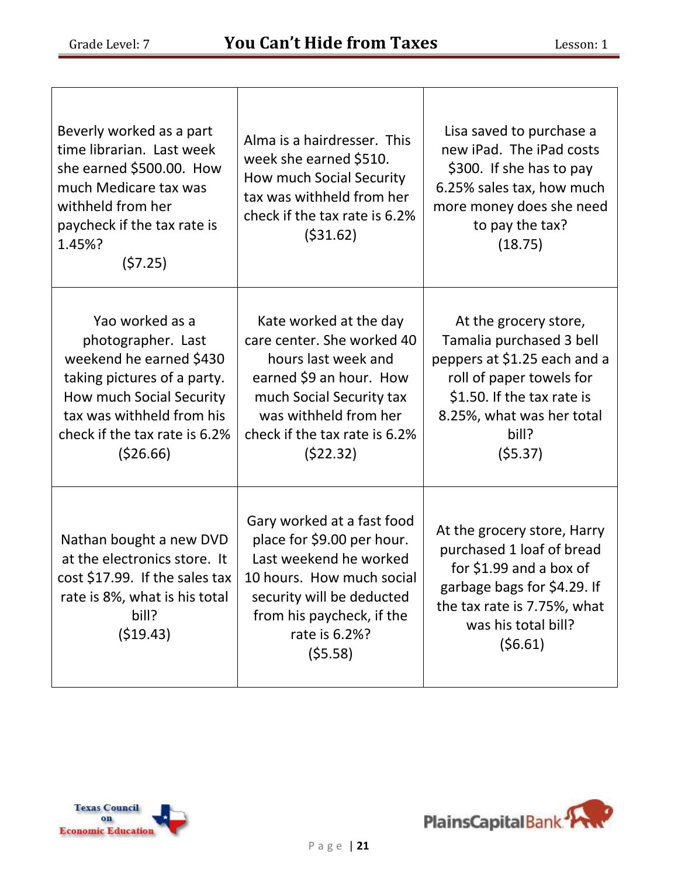| | | |
|---|---|---|
| Beverly worked as a part time librarian. Last week she earned $500.00. How much Medicare tax was withheld from her paycheck if the tax rate is 1.45%? ($7.25) | Alma is a hairdresser. This week she earned $510. How much Social Security tax was withheld from her check if the tax rate is 6.2% ($31.62) | Lisa saved to purchase a new iPad. The iPad costs $300. If she has to pay 6.25% sales tax, how much more money does she need to pay the tax? (18.75) |
| Yao worked as a photographer. Last weekend he earned $430 taking pictures of a party. How much Social Security tax was withheld from his check if the tax rate is 6.2% ($26.66) | Kate worked at the day care center. She worked 40 hours last week and earned $9 an hour. How much Social Security tax was withheld from her check if the tax rate is 6.2% ($22.32) | At the grocery store, Tamalia purchased 3 bell peppers at $1.25 each and a roll of paper towels for $1.50. If the tax rate is 8.25%, what was her total bill? ($5.37) |
| Nathan bought a new DVD at the electronics store. It cost $17.99. If the sales tax rate is 8%, what is his total bill? ($19.43) | Gary worked at a fast food place for $9.00 per hour. Last weekend he worked 10 hours. How much social security will be deducted from his paycheck, if the rate is 6.2%? ($5.58) | At the grocery store, Harry purchased 1 loaf of bread for $1.99 and a box of garbage bags for $4.29. If the tax rate is 7.75%, what was his total bill? ($6.61) |